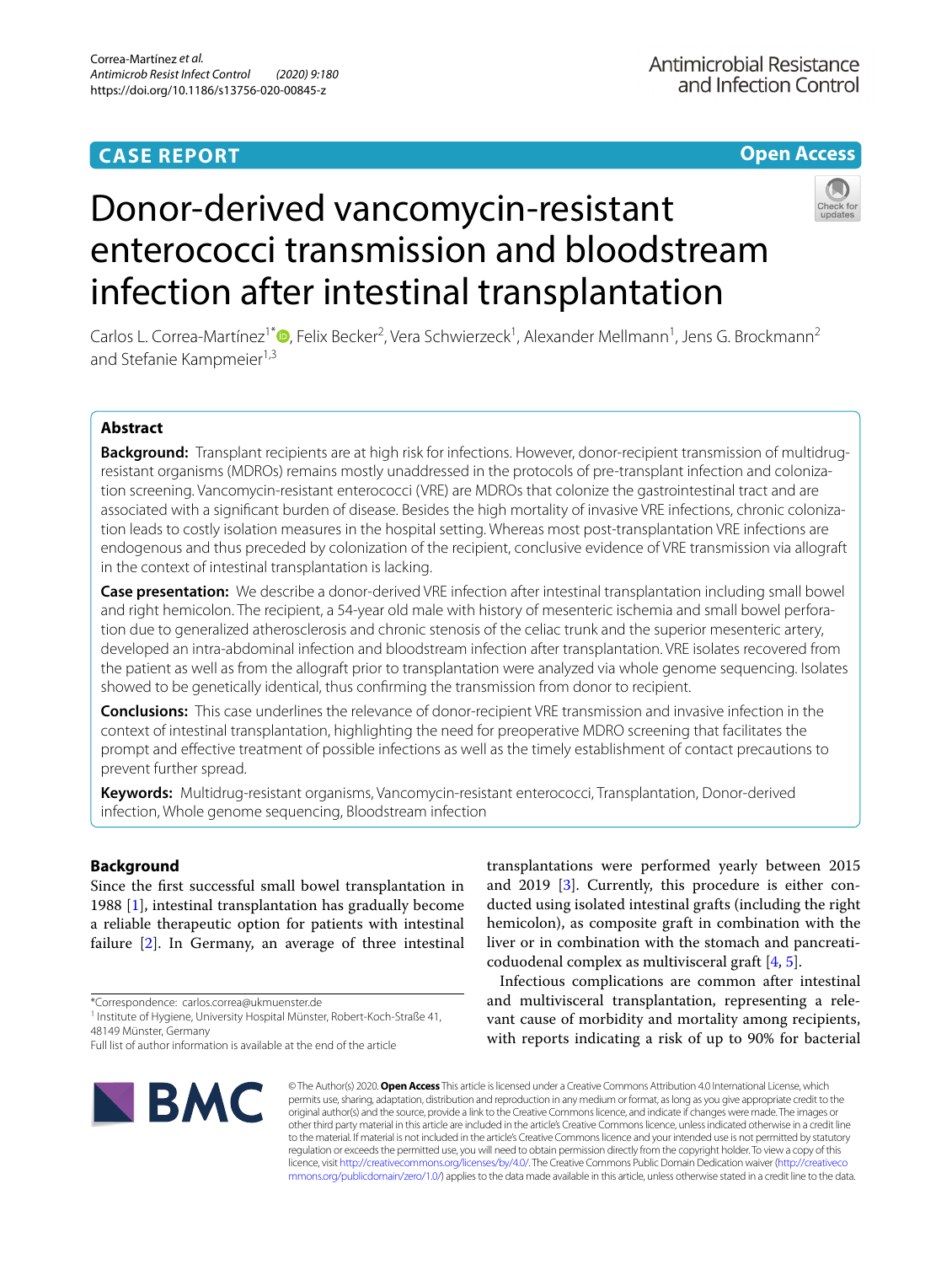CASE REPORT

Open Access

# Donor-derived vancomycin-resistant enterococci transmission and bloodstream infection after intestinal transplantation

Carlos L. Correa-Martínez[1*], Felix Becker[2], Vera Schwierzeck[1], Alexander Mellmann[1], Jens G. Brockmann[2] and Stefanie Kampmeier[1,3]

## Abstract

**Background:** Transplant recipients are at high risk for infections. However, donor-recipient transmission of multidrug-resistant organisms (MDROs) remains mostly unaddressed in the protocols of pre-transplant infection and colonization screening. Vancomycin-resistant enterococci (VRE) are MDROs that colonize the gastrointestinal tract and are associated with a significant burden of disease. Besides the high mortality of invasive VRE infections, chronic colonization leads to costly isolation measures in the hospital setting. Whereas most post-transplantation VRE infections are endogenous and thus preceded by colonization of the recipient, conclusive evidence of VRE transmission via allograft in the context of intestinal transplantation is lacking.

**Case presentation:** We describe a donor-derived VRE infection after intestinal transplantation including small bowel and right hemicolon. The recipient, a 54-year old male with history of mesenteric ischemia and small bowel perforation due to generalized atherosclerosis and chronic stenosis of the celiac trunk and the superior mesenteric artery, developed an intra-abdominal infection and bloodstream infection after transplantation. VRE isolates recovered from the patient as well as from the allograft prior to transplantation were analyzed via whole genome sequencing. Isolates showed to be genetically identical, thus confirming the transmission from donor to recipient.

**Conclusions:** This case underlines the relevance of donor-recipient VRE transmission and invasive infection in the context of intestinal transplantation, highlighting the need for preoperative MDRO screening that facilitates the prompt and effective treatment of possible infections as well as the timely establishment of contact precautions to prevent further spread.

**Keywords:** Multidrug-resistant organisms, Vancomycin-resistant enterococci, Transplantation, Donor-derived infection, Whole genome sequencing, Bloodstream infection

## Background

Since the first successful small bowel transplantation in 1988 [1], intestinal transplantation has gradually become a reliable therapeutic option for patients with intestinal failure [2]. In Germany, an average of three intestinal transplantations were performed yearly between 2015 and 2019 [3]. Currently, this procedure is either conducted using isolated intestinal grafts (including the right hemicolon), as composite graft in combination with the liver or in combination with the stomach and pancreaticoduodenal complex as multivisceral graft [4, 5].

Infectious complications are common after intestinal and multivisceral transplantation, representing a relevant cause of morbidity and mortality among recipients, with reports indicating a risk of up to 90% for bacterial

*Correspondence: carlos.correa@ukmuenster.de
[1] Institute of Hygiene, University Hospital Münster, Robert-Koch-Straße 41, 48149 Münster, Germany
Full list of author information is available at the end of the article

© The Author(s) 2020. **Open Access** This article is licensed under a Creative Commons Attribution 4.0 International License, which permits use, sharing, adaptation, distribution and reproduction in any medium or format, as long as you give appropriate credit to the original author(s) and the source, provide a link to the Creative Commons licence, and indicate if changes were made. The images or other third party material in this article are included in the article's Creative Commons licence, unless indicated otherwise in a credit line to the material. If material is not included in the article's Creative Commons licence and your intended use is not permitted by statutory regulation or exceeds the permitted use, you will need to obtain permission directly from the copyright holder. To view a copy of this licence, visit http://creativecommons.org/licenses/by/4.0/. The Creative Commons Public Domain Dedication waiver (http://creativecommons.org/publicdomain/zero/1.0/) applies to the data made available in this article, unless otherwise stated in a credit line to the data.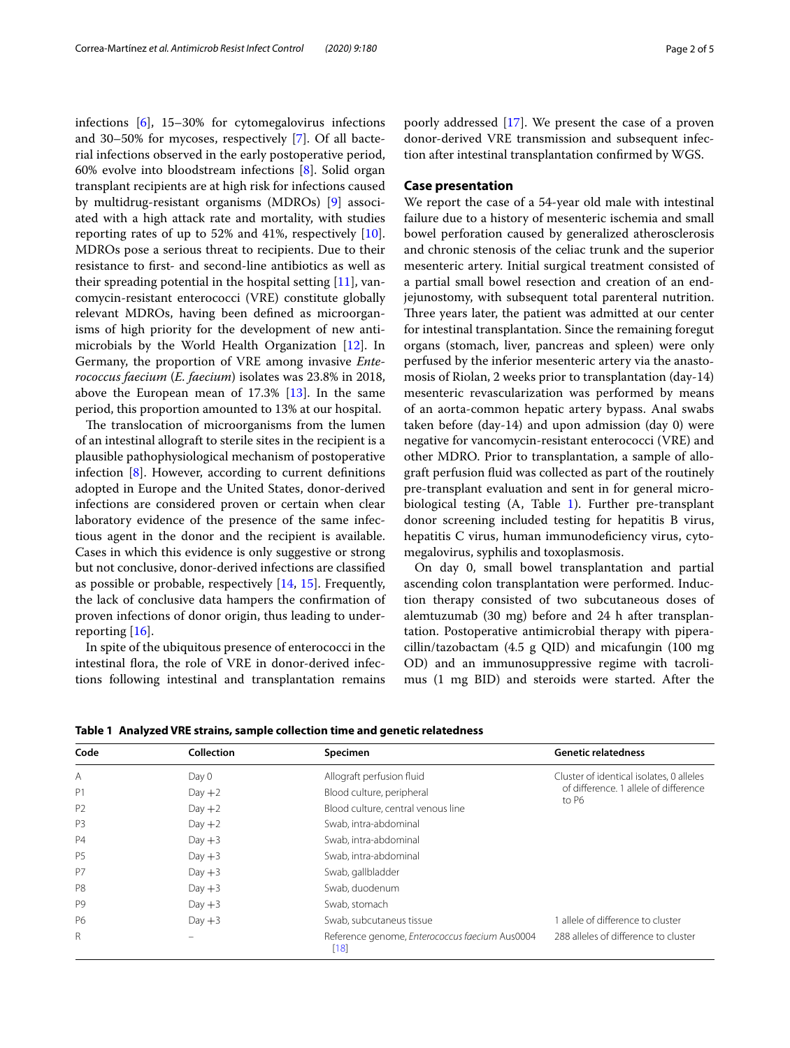infections [6], 15–30% for cytomegalovirus infections and 30–50% for mycoses, respectively [7]. Of all bacterial infections observed in the early postoperative period, 60% evolve into bloodstream infections [8]. Solid organ transplant recipients are at high risk for infections caused by multidrug-resistant organisms (MDROs) [9] associated with a high attack rate and mortality, with studies reporting rates of up to 52% and 41%, respectively [10]. MDROs pose a serious threat to recipients. Due to their resistance to first- and second-line antibiotics as well as their spreading potential in the hospital setting [11], vancomycin-resistant enterococci (VRE) constitute globally relevant MDROs, having been defined as microorganisms of high priority for the development of new antimicrobials by the World Health Organization [12]. In Germany, the proportion of VRE among invasive *Enterococcus faecium* (*E. faecium*) isolates was 23.8% in 2018, above the European mean of 17.3% [13]. In the same period, this proportion amounted to 13% at our hospital.

The translocation of microorganisms from the lumen of an intestinal allograft to sterile sites in the recipient is a plausible pathophysiological mechanism of postoperative infection [8]. However, according to current definitions adopted in Europe and the United States, donor-derived infections are considered proven or certain when clear laboratory evidence of the presence of the same infectious agent in the donor and the recipient is available. Cases in which this evidence is only suggestive or strong but not conclusive, donor-derived infections are classified as possible or probable, respectively [14, 15]. Frequently, the lack of conclusive data hampers the confirmation of proven infections of donor origin, thus leading to underreporting [16].

In spite of the ubiquitous presence of enterococci in the intestinal flora, the role of VRE in donor-derived infections following intestinal and transplantation remains poorly addressed [17]. We present the case of a proven donor-derived VRE transmission and subsequent infection after intestinal transplantation confirmed by WGS.

## Case presentation

We report the case of a 54-year old male with intestinal failure due to a history of mesenteric ischemia and small bowel perforation caused by generalized atherosclerosis and chronic stenosis of the celiac trunk and the superior mesenteric artery. Initial surgical treatment consisted of a partial small bowel resection and creation of an end-jejunostomy, with subsequent total parenteral nutrition. Three years later, the patient was admitted at our center for intestinal transplantation. Since the remaining foregut organs (stomach, liver, pancreas and spleen) were only perfused by the inferior mesenteric artery via the anastomosis of Riolan, 2 weeks prior to transplantation (day-14) mesenteric revascularization was performed by means of an aorta-common hepatic artery bypass. Anal swabs taken before (day-14) and upon admission (day 0) were negative for vancomycin-resistant enterococci (VRE) and other MDRO. Prior to transplantation, a sample of allograft perfusion fluid was collected as part of the routinely pre-transplant evaluation and sent in for general microbiological testing (A, Table 1). Further pre-transplant donor screening included testing for hepatitis B virus, hepatitis C virus, human immunodeficiency virus, cytomegalovirus, syphilis and toxoplasmosis.

On day 0, small bowel transplantation and partial ascending colon transplantation were performed. Induction therapy consisted of two subcutaneous doses of alemtuzumab (30 mg) before and 24 h after transplantation. Postoperative antimicrobial therapy with piperacillin/tazobactam (4.5 g QID) and micafungin (100 mg OD) and an immunosuppressive regime with tacrolimus (1 mg BID) and steroids were started. After the

**Table 1 Analyzed VRE strains, sample collection time and genetic relatedness**

| Code | Collection | Specimen | Genetic relatedness |
|---|---|---|---|
| A | Day 0 | Allograft perfusion fluid | Cluster of identical isolates, 0 alleles of difference. 1 allele of difference to P6 |
| P1 | Day +2 | Blood culture, peripheral | |
| P2 | Day +2 | Blood culture, central venous line | |
| P3 | Day +2 | Swab, intra-abdominal | |
| P4 | Day +3 | Swab, intra-abdominal | |
| P5 | Day +3 | Swab, intra-abdominal | |
| P7 | Day +3 | Swab, gallbladder | |
| P8 | Day +3 | Swab, duodenum | |
| P9 | Day +3 | Swab, stomach | |
| P6 | Day +3 | Swab, subcutaneus tissue | 1 allele of difference to cluster |
| R | – | Reference genome, *Enterococcus faecium* Aus0004 [18] | 288 alleles of difference to cluster |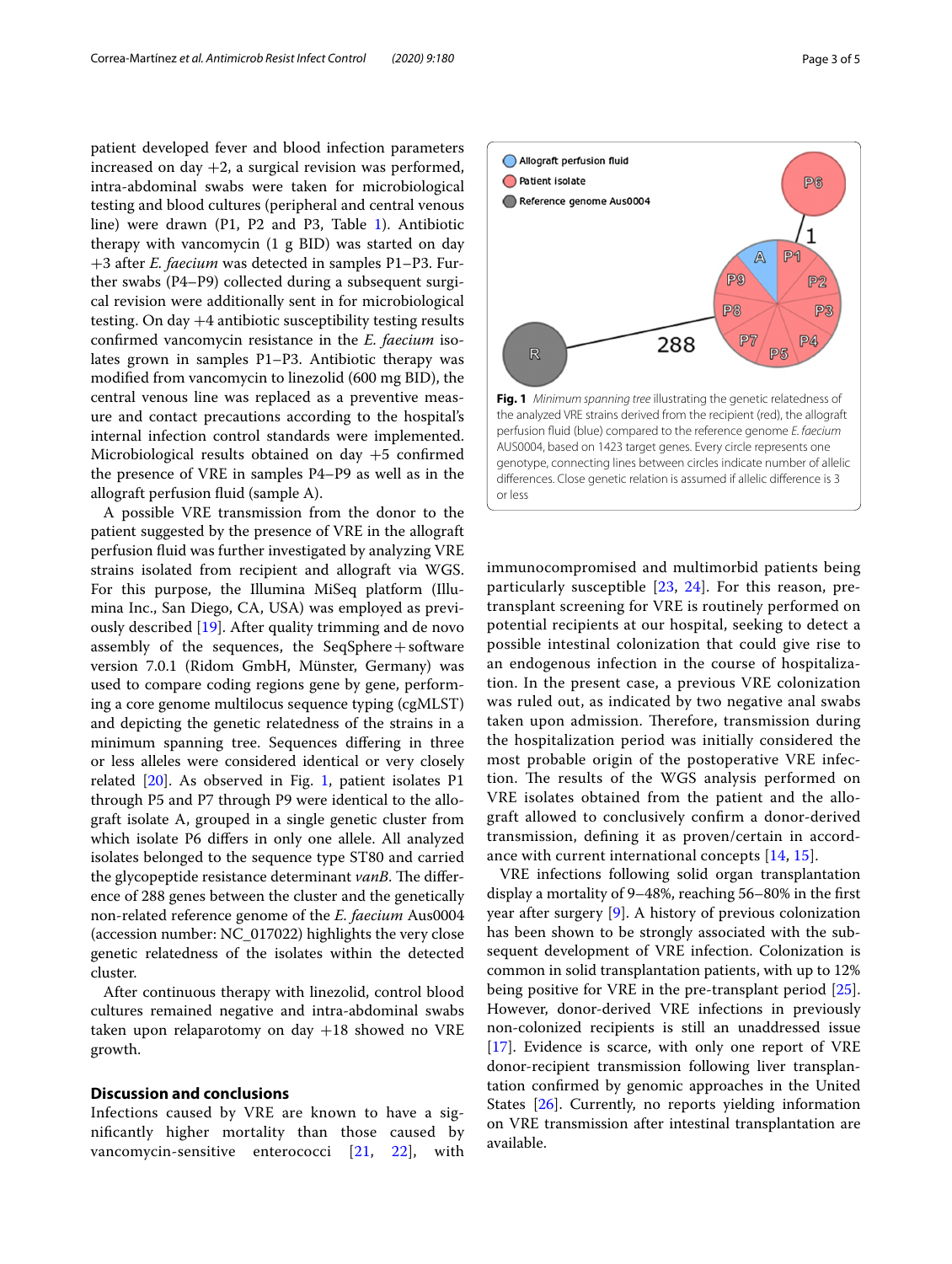patient developed fever and blood infection parameters increased on day +2, a surgical revision was performed, intra-abdominal swabs were taken for microbiological testing and blood cultures (peripheral and central venous line) were drawn (P1, P2 and P3, Table 1). Antibiotic therapy with vancomycin (1 g BID) was started on day +3 after *E. faecium* was detected in samples P1–P3. Further swabs (P4–P9) collected during a subsequent surgical revision were additionally sent in for microbiological testing. On day +4 antibiotic susceptibility testing results confirmed vancomycin resistance in the *E. faecium* isolates grown in samples P1–P3. Antibiotic therapy was modified from vancomycin to linezolid (600 mg BID), the central venous line was replaced as a preventive measure and contact precautions according to the hospital's internal infection control standards were implemented. Microbiological results obtained on day +5 confirmed the presence of VRE in samples P4–P9 as well as in the allograft perfusion fluid (sample A).

A possible VRE transmission from the donor to the patient suggested by the presence of VRE in the allograft perfusion fluid was further investigated by analyzing WGS strains isolated from recipient and allograft via WGS. For this purpose, the Illumina MiSeq platform (Illumina Inc., San Diego, CA, USA) was employed as previously described [19]. After quality trimming and de novo assembly of the sequences, the SeqSphere+software version 7.0.1 (Ridom GmbH, Münster, Germany) was used to compare coding regions gene by gene, performing a core genome multilocus sequence typing (cgMLST) and depicting the genetic relatedness of the strains in a minimum spanning tree. Sequences differing in three or less alleles were considered identical or very closely related [20]. As observed in Fig. 1, patient isolates P1 through P5 and P7 through P9 were identical to the allograft isolate A, grouped in a single genetic cluster from which isolate P6 differs in only one allele. All analyzed isolates belonged to the sequence type ST80 and carried the glycopeptide resistance determinant *vanB*. The difference of 288 genes between the cluster and the genetically non-related reference genome of the *E. faecium* Aus0004 (accession number: NC_017022) highlights the very close genetic relatedness of the isolates within the detected cluster.

After continuous therapy with linezolid, control blood cultures remained negative and intra-abdominal swabs taken upon relaparotomy on day +18 showed no VRE growth.

**Fig. 1** *Minimum spanning tree* illustrating the genetic relatedness of the analyzed VRE strains derived from the recipient (red), the allograft perfusion fluid (blue) compared to the reference genome *E. faecium* AUS0004, based on 1423 target genes. Every circle represents one genotype, connecting lines between circles indicate number of allelic differences. Close genetic relation is assumed if allelic difference is 3 or less

## Discussion and conclusions

Infections caused by VRE are known to have a significantly higher mortality than those caused by vancomycin-sensitive enterococci [21, 22], with immunocompromised and multimorbid patients being particularly susceptible [23, 24]. For this reason, pre-transplant screening for VRE is routinely performed on potential recipients at our hospital, seeking to detect a possible intestinal colonization that could give rise to an endogenous infection in the course of hospitalization. In the present case, a previous VRE colonization was ruled out, as indicated by two negative anal swabs taken upon admission. Therefore, transmission during the hospitalization period was initially considered the most probable origin of the postoperative VRE infection. The results of the WGS analysis performed on VRE isolates obtained from the patient and the allograft allowed to conclusively confirm a donor-derived transmission, defining it as proven/certain in accordance with current international concepts [14, 15].

VRE infections following solid organ transplantation display a mortality of 9–48%, reaching 56–80% in the first year after surgery [9]. A history of previous colonization has been shown to be strongly associated with the subsequent development of VRE infection. Colonization is common in solid transplantation patients, with up to 12% being positive for VRE in the pre-transplant period [25]. However, donor-derived VRE infections in previously non-colonized recipients is still an unaddressed issue [17]. Evidence is scarce, with only one report of VRE donor-recipient transmission following liver transplantation confirmed by genomic approaches in the United States [26]. Currently, no reports yielding information on VRE transmission after intestinal transplantation are available.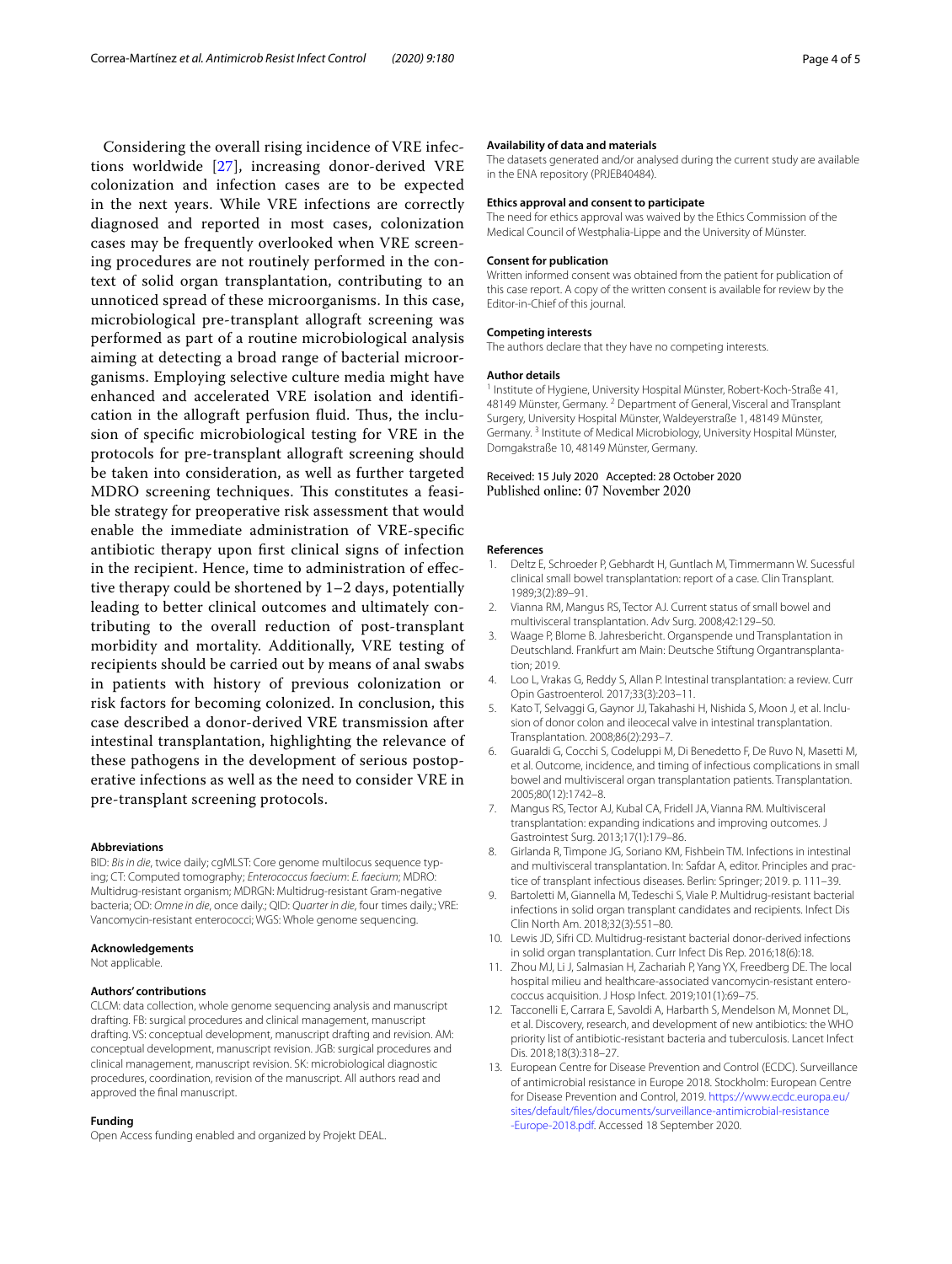Considering the overall rising incidence of VRE infections worldwide [27], increasing donor-derived VRE colonization and infection cases are to be expected in the next years. While VRE infections are correctly diagnosed and reported in most cases, colonization cases may be frequently overlooked when VRE screening procedures are not routinely performed in the context of solid organ transplantation, contributing to an unnoticed spread of these microorganisms. In this case, microbiological pre-transplant allograft screening was performed as part of a routine microbiological analysis aiming at detecting a broad range of bacterial microorganisms. Employing selective culture media might have enhanced and accelerated VRE isolation and identification in the allograft perfusion fluid. Thus, the inclusion of specific microbiological testing for VRE in the protocols for pre-transplant allograft screening should be taken into consideration, as well as further targeted MDRO screening techniques. This constitutes a feasible strategy for preoperative risk assessment that would enable the immediate administration of VRE-specific antibiotic therapy upon first clinical signs of infection in the recipient. Hence, time to administration of effective therapy could be shortened by 1–2 days, potentially leading to better clinical outcomes and ultimately contributing to the overall reduction of post-transplant morbidity and mortality. Additionally, VRE testing of recipients should be carried out by means of anal swabs in patients with history of previous colonization or risk factors for becoming colonized. In conclusion, this case described a donor-derived VRE transmission after intestinal transplantation, highlighting the relevance of these pathogens in the development of serious postoperative infections as well as the need to consider VRE in pre-transplant screening protocols.

#### Abbreviations

BID: *Bis in die*, twice daily; cgMLST: Core genome multilocus sequence typing; CT: Computed tomography; *Enterococcus faecium*: *E. faecium*; MDRO: Multidrug-resistant organism; MDRGN: Multidrug-resistant Gram-negative bacteria; OD: *Omne in die*, once daily.; QID: *Quarter in die*, four times daily.; VRE: Vancomycin-resistant enterococci; WGS: Whole genome sequencing.

#### Acknowledgements

Not applicable.

#### Authors' contributions

CLCM: data collection, whole genome sequencing analysis and manuscript drafting. FB: surgical procedures and clinical management, manuscript drafting. VS: conceptual development, manuscript drafting and revision. AM: conceptual development, manuscript revision. JGB: surgical procedures and clinical management, manuscript revision. SK: microbiological diagnostic procedures, coordination, revision of the manuscript. All authors read and approved the final manuscript.

#### Funding

Open Access funding enabled and organized by Projekt DEAL.

#### Availability of data and materials

The datasets generated and/or analysed during the current study are available in the ENA repository (PRJEB40484).

#### Ethics approval and consent to participate

The need for ethics approval was waived by the Ethics Commission of the Medical Council of Westphalia-Lippe and the University of Münster.

#### Consent for publication

Written informed consent was obtained from the patient for publication of this case report. A copy of the written consent is available for review by the Editor-in-Chief of this journal.

#### Competing interests

The authors declare that they have no competing interests.

#### Author details

[1] Institute of Hygiene, University Hospital Münster, Robert-Koch-Straße 41, 48149 Münster, Germany. [2] Department of General, Visceral and Transplant Surgery, University Hospital Münster, Waldeyerstraße 1, 48149 Münster, Germany. [3] Institute of Medical Microbiology, University Hospital Münster, Domgakstraße 10, 48149 Münster, Germany.

Received: 15 July 2020 Accepted: 28 October 2020
Published online: 07 November 2020

#### References

1. Deltz E, Schroeder P, Gebhardt H, Guntlach M, Timmermann W. Sucessful clinical small bowel transplantation: report of a case. Clin Transplant. 1989;3(2):89–91.
2. Vianna RM, Mangus RS, Tector AJ. Current status of small bowel and multivisceral transplantation. Adv Surg. 2008;42:129–50.
3. Waage P, Blome B. Jahresbericht. Organspende und Transplantation in Deutschland. Frankfurt am Main: Deutsche Stiftung Organtransplantation; 2019.
4. Loo L, Vrakas G, Reddy S, Allan P. Intestinal transplantation: a review. Curr Opin Gastroenterol. 2017;33(3):203–11.
5. Kato T, Selvaggi G, Gaynor JJ, Takahashi H, Nishida S, Moon J, et al. Inclusion of donor colon and ileocecal valve in intestinal transplantation. Transplantation. 2008;86(2):293–7.
6. Guaraldi G, Cocchi S, Codeluppi M, Di Benedetto F, De Ruvo N, Masetti M, et al. Outcome, incidence, and timing of infectious complications in small bowel and multivisceral organ transplantation patients. Transplantation. 2005;80(12):1742–8.
7. Mangus RS, Tector AJ, Kubal CA, Fridell JA, Vianna RM. Multivisceral transplantation: expanding indications and improving outcomes. J Gastrointest Surg. 2013;17(1):179–86.
8. Girlanda R, Timpone JG, Soriano KM, Fishbein TM. Infections in intestinal and multivisceral transplantation. In: Safdar A, editor. Principles and practice of transplant infectious diseases. Berlin: Springer; 2019. p. 111–39.
9. Bartoletti M, Giannella M, Tedeschi S, Viale P. Multidrug-resistant bacterial infections in solid organ transplant candidates and recipients. Infect Dis Clin North Am. 2018;32(3):551–80.
10. Lewis JD, Sifri CD. Multidrug-resistant bacterial donor-derived infections in solid organ transplantation. Curr Infect Dis Rep. 2016;18(6):18.
11. Zhou MJ, Li J, Salmasian H, Zachariah P, Yang YX, Freedberg DE. The local hospital milieu and healthcare-associated vancomycin-resistant enterococcus acquisition. J Hosp Infect. 2019;101(1):69–75.
12. Tacconelli E, Carrara E, Savoldi A, Harbarth S, Mendelson M, Monnet DL, et al. Discovery, research, and development of new antibiotics: the WHO priority list of antibiotic-resistant bacteria and tuberculosis. Lancet Infect Dis. 2018;18(3):318–27.
13. European Centre for Disease Prevention and Control (ECDC). Surveillance of antimicrobial resistance in Europe 2018. Stockholm: European Centre for Disease Prevention and Control, 2019. https://www.ecdc.europa.eu/sites/default/files/documents/surveillance-antimicrobial-resistance-Europe-2018.pdf. Accessed 18 September 2020.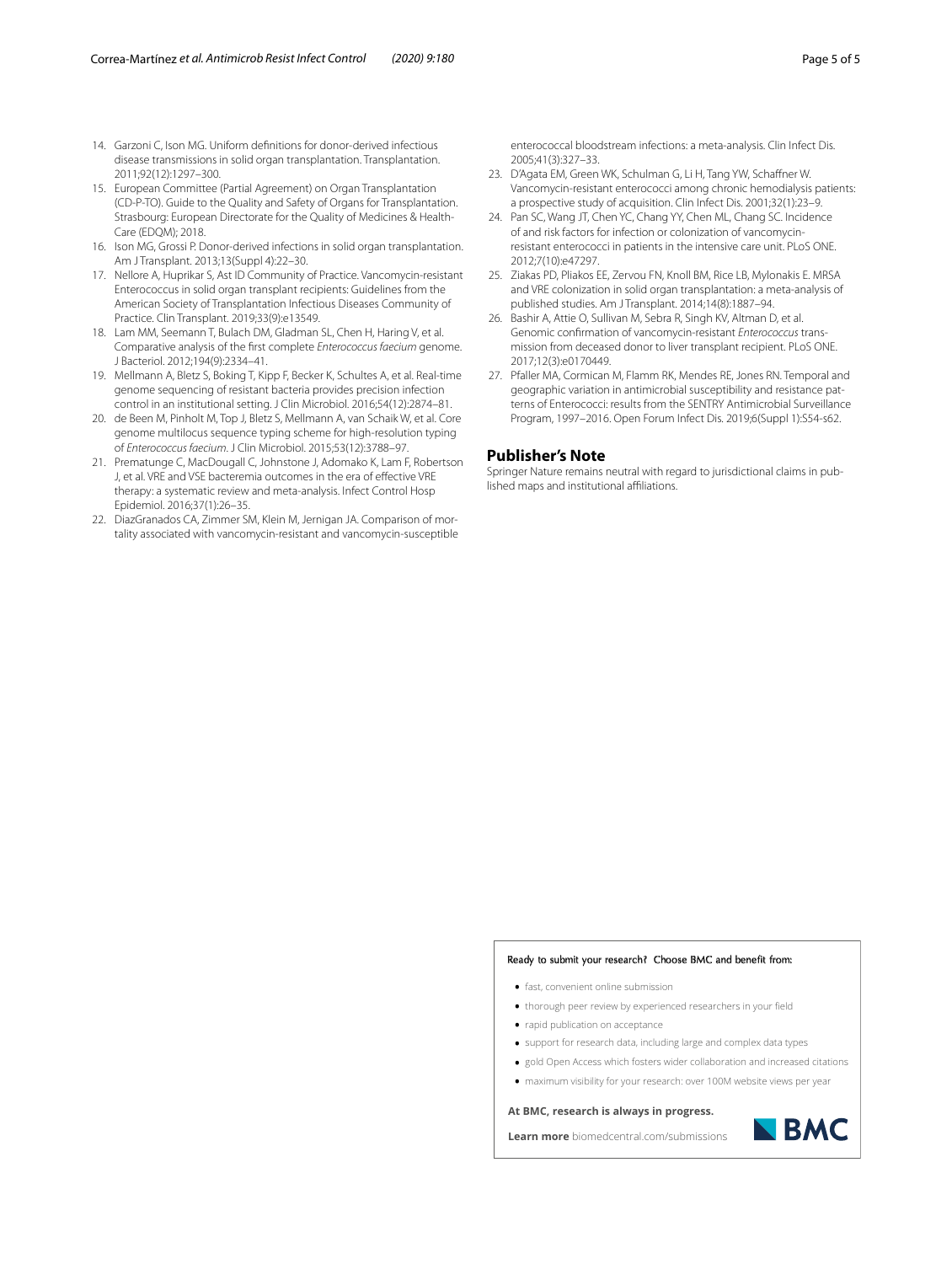14. Garzoni C, Ison MG. Uniform definitions for donor-derived infectious disease transmissions in solid organ transplantation. Transplantation. 2011;92(12):1297–300.
15. European Committee (Partial Agreement) on Organ Transplantation (CD-P-TO). Guide to the Quality and Safety of Organs for Transplantation. Strasbourg: European Directorate for the Quality of Medicines & Health-Care (EDQM); 2018.
16. Ison MG, Grossi P. Donor-derived infections in solid organ transplantation. Am J Transplant. 2013;13(Suppl 4):22–30.
17. Nellore A, Huprikar S, Ast ID Community of Practice. Vancomycin-resistant Enterococcus in solid organ transplant recipients: Guidelines from the American Society of Transplantation Infectious Diseases Community of Practice. Clin Transplant. 2019;33(9):e13549.
18. Lam MM, Seemann T, Bulach DM, Gladman SL, Chen H, Haring V, et al. Comparative analysis of the first complete *Enterococcus faecium* genome. J Bacteriol. 2012;194(9):2334–41.
19. Mellmann A, Bletz S, Boking T, Kipp F, Becker K, Schultes A, et al. Real-time genome sequencing of resistant bacteria provides precision infection control in an institutional setting. J Clin Microbiol. 2016;54(12):2874–81.
20. de Been M, Pinholt M, Top J, Bletz S, Mellmann A, van Schaik W, et al. Core genome multilocus sequence typing scheme for high-resolution typing of *Enterococcus faecium*. J Clin Microbiol. 2015;53(12):3788–97.
21. Prematunge C, MacDougall C, Johnstone J, Adomako K, Lam F, Robertson J, et al. VRE and VSE bacteremia outcomes in the era of effective VRE therapy: a systematic review and meta-analysis. Infect Control Hosp Epidemiol. 2016;37(1):26–35.
22. DiazGranados CA, Zimmer SM, Klein M, Jernigan JA. Comparison of mortality associated with vancomycin-resistant and vancomycin-susceptible enterococcal bloodstream infections: a meta-analysis. Clin Infect Dis. 2005;41(3):327–33.
23. D'Agata EM, Green WK, Schulman G, Li H, Tang YW, Schaffner W. Vancomycin-resistant enterococci among chronic hemodialysis patients: a prospective study of acquisition. Clin Infect Dis. 2001;32(1):23–9.
24. Pan SC, Wang JT, Chen YC, Chang YY, Chen ML, Chang SC. Incidence of and risk factors for infection or colonization of vancomycin-resistant enterococci in patients in the intensive care unit. PLoS ONE. 2012;7(10):e47297.
25. Ziakas PD, Pliakos EE, Zervou FN, Knoll BM, Rice LB, Mylonakis E. MRSA and VRE colonization in solid organ transplantation: a meta-analysis of published studies. Am J Transplant. 2014;14(8):1887–94.
26. Bashir A, Attie O, Sullivan M, Sebra R, Singh KV, Altman D, et al. Genomic confirmation of vancomycin-resistant *Enterococcus* transmission from deceased donor to liver transplant recipient. PLoS ONE. 2017;12(3):e0170449.
27. Pfaller MA, Cormican M, Flamm RK, Mendes RE, Jones RN. Temporal and geographic variation in antimicrobial susceptibility and resistance patterns of Enterococci: results from the SENTRY Antimicrobial Surveillance Program, 1997–2016. Open Forum Infect Dis. 2019;6(Suppl 1):S54-s62.

## Publisher's Note

Springer Nature remains neutral with regard to jurisdictional claims in published maps and institutional affiliations.

Ready to submit your research? Choose BMC and benefit from:

- fast, convenient online submission
- thorough peer review by experienced researchers in your field
- rapid publication on acceptance
- support for research data, including large and complex data types
- gold Open Access which fosters wider collaboration and increased citations
- maximum visibility for your research: over 100M website views per year

**At BMC, research is always in progress.**

**Learn more** biomedcentral.com/submissions

BMC